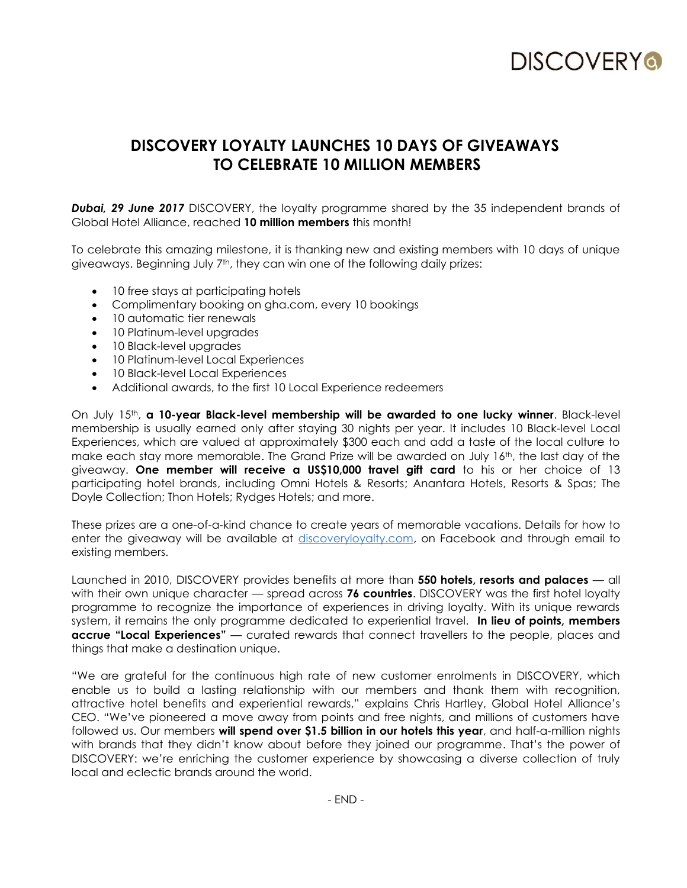DISCOVERY

# DISCOVERY LOYALTY LAUNCHES 10 DAYS OF GIVEAWAYS TO CELEBRATE 10 MILLION MEMBERS

***Dubai, 29 June 2017*** DISCOVERY, the loyalty programme shared by the 35 independent brands of Global Hotel Alliance, reached **10 million members** this month!

To celebrate this amazing milestone, it is thanking new and existing members with 10 days of unique giveaways. Beginning July 7th, they can win one of the following daily prizes:

- 10 free stays at participating hotels
- Complimentary booking on gha.com, every 10 bookings
- 10 automatic tier renewals
- 10 Platinum-level upgrades
- 10 Black-level upgrades
- 10 Platinum-level Local Experiences
- 10 Black-level Local Experiences
- Additional awards, to the first 10 Local Experience redeemers

On July 15th, **a 10-year Black-level membership will be awarded to one lucky winner**. Black-level membership is usually earned only after staying 30 nights per year. It includes 10 Black-level Local Experiences, which are valued at approximately $300 each and add a taste of the local culture to make each stay more memorable. The Grand Prize will be awarded on July 16th, the last day of the giveaway. **One member will receive a US$10,000 travel gift card** to his or her choice of 13 participating hotel brands, including Omni Hotels & Resorts; Anantara Hotels, Resorts & Spas; The Doyle Collection; Thon Hotels; Rydges Hotels; and more.

These prizes are a one-of-a-kind chance to create years of memorable vacations. Details for how to enter the giveaway will be available at discoveryloyalty.com, on Facebook and through email to existing members.

Launched in 2010, DISCOVERY provides benefits at more than **550 hotels, resorts and palaces** — all with their own unique character — spread across **76 countries**. DISCOVERY was the first hotel loyalty programme to recognize the importance of experiences in driving loyalty. With its unique rewards system, it remains the only programme dedicated to experiential travel. **In lieu of points, members accrue "Local Experiences"** — curated rewards that connect travellers to the people, places and things that make a destination unique.

"We are grateful for the continuous high rate of new customer enrolments in DISCOVERY, which enable us to build a lasting relationship with our members and thank them with recognition, attractive hotel benefits and experiential rewards," explains Chris Hartley, Global Hotel Alliance's CEO. "We've pioneered a move away from points and free nights, and millions of customers have followed us. Our members **will spend over $1.5 billion in our hotels this year**, and half-a-million nights with brands that they didn't know about before they joined our programme. That's the power of DISCOVERY: we're enriching the customer experience by showcasing a diverse collection of truly local and eclectic brands around the world.

- END -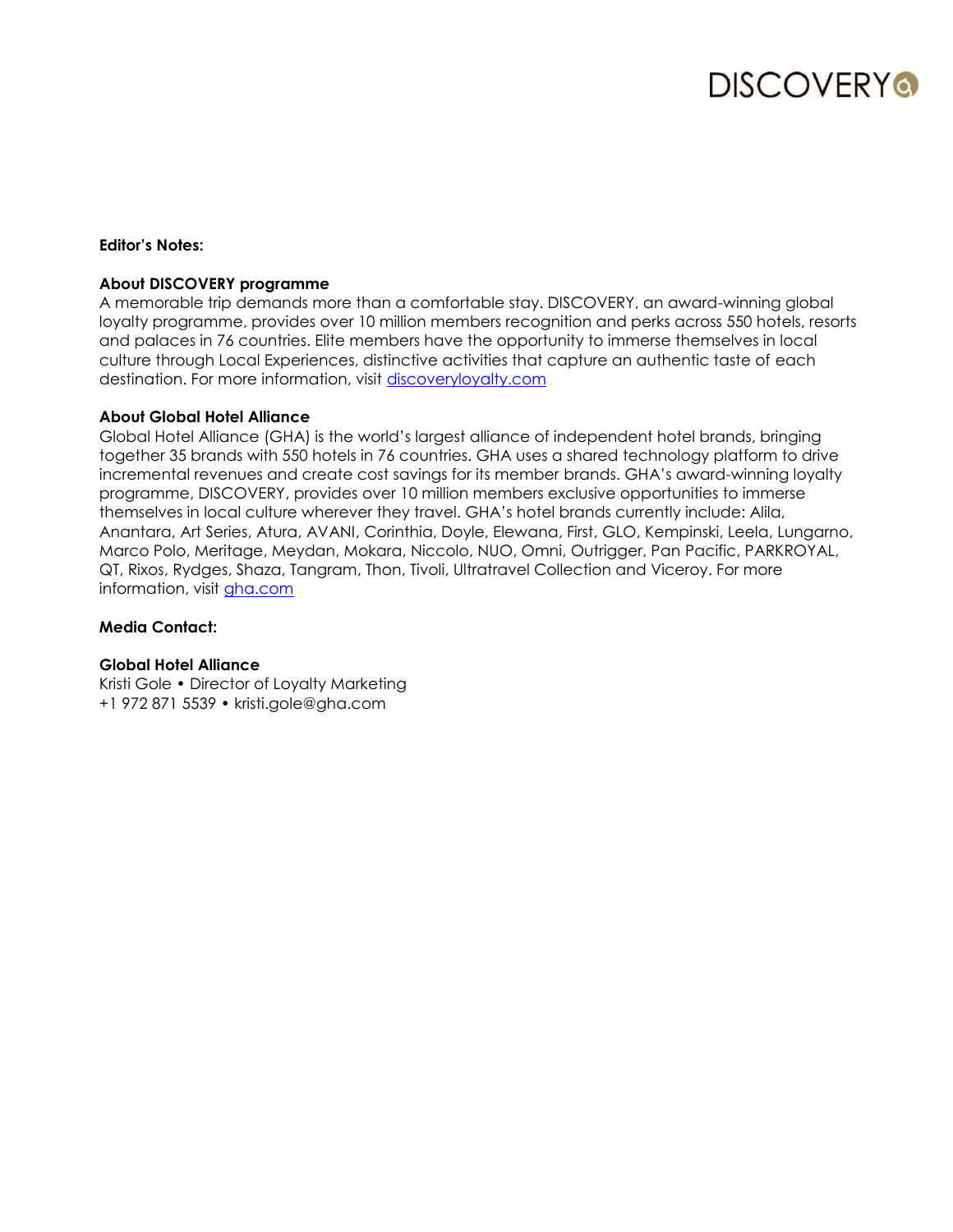**Editor's Notes:**

**About DISCOVERY programme**

A memorable trip demands more than a comfortable stay. DISCOVERY, an award-winning global loyalty programme, provides over 10 million members recognition and perks across 550 hotels, resorts and palaces in 76 countries. Elite members have the opportunity to immerse themselves in local culture through Local Experiences, distinctive activities that capture an authentic taste of each destination. For more information, visit [discoveryloyalty.com](http://discoveryloyalty.com)

**About Global Hotel Alliance**

Global Hotel Alliance (GHA) is the world's largest alliance of independent hotel brands, bringing together 35 brands with 550 hotels in 76 countries. GHA uses a shared technology platform to drive incremental revenues and create cost savings for its member brands. GHA's award-winning loyalty programme, DISCOVERY, provides over 10 million members exclusive opportunities to immerse themselves in local culture wherever they travel. GHA's hotel brands currently include: Alila, Anantara, Art Series, Atura, AVANI, Corinthia, Doyle, Elewana, First, GLO, Kempinski, Leela, Lungarno, Marco Polo, Meritage, Meydan, Mokara, Niccolo, NUO, Omni, Outrigger, Pan Pacific, PARKROYAL, QT, Rixos, Rydges, Shaza, Tangram, Thon, Tivoli, Ultratravel Collection and Viceroy. For more information, visit [gha.com](http://gha.com)

**Media Contact:**

**Global Hotel Alliance**

Kristi Gole • Director of Loyalty Marketing

+1 972 871 5539 • kristi.gole@gha.com